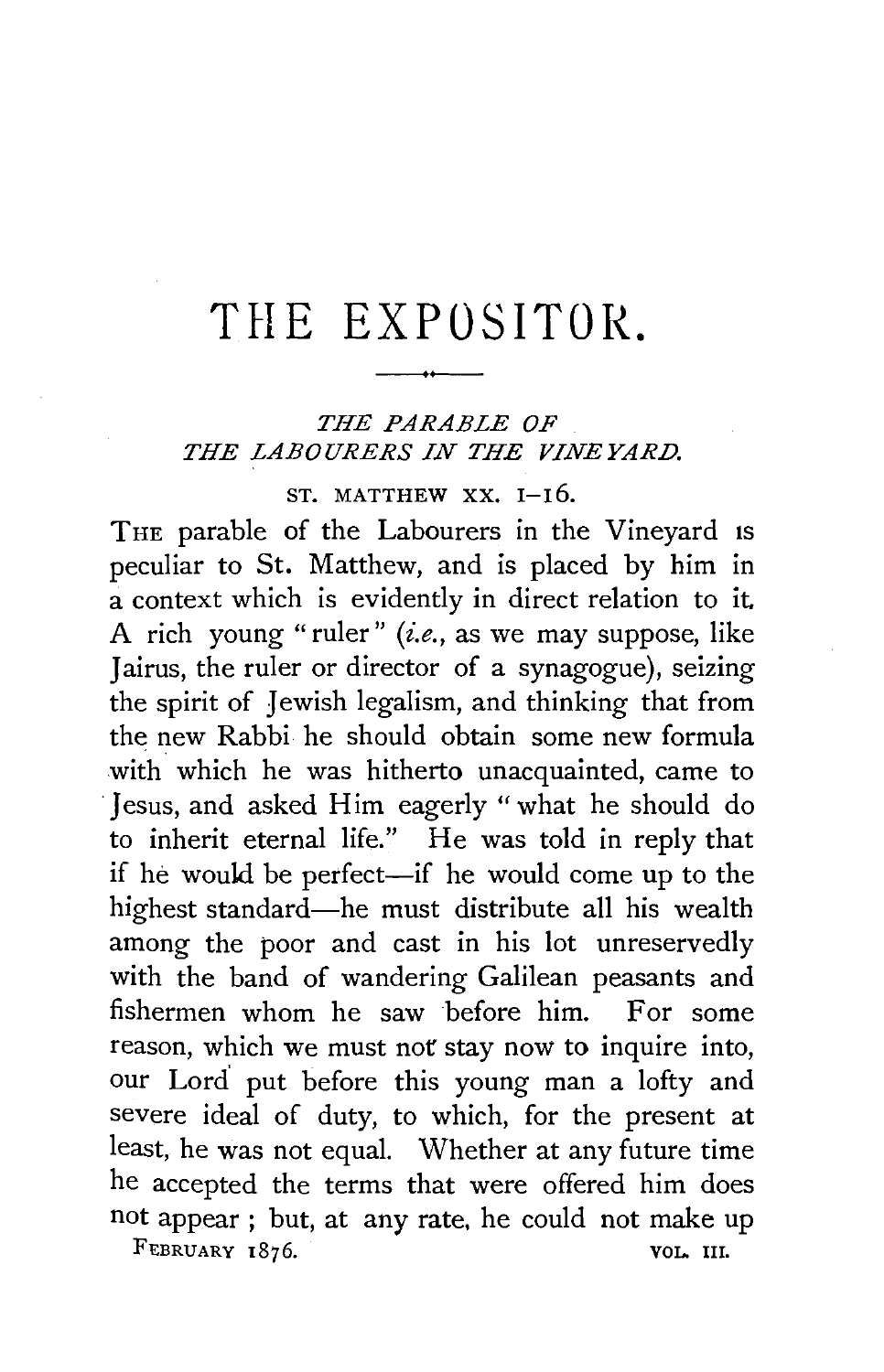# THE EXPOSITOR.

## *THE PARABLE OF THE LABOURERS IN THE VINEYARD.*

ST. MATTHEW XX. 1–16.

THE parable of the Labourers in the Vineyard is peculiar to St. Matthew, and is placed by him in a context which is evidently in direct relation to it. A rich young "ruler" (*i.e.*, as we may suppose, like Jairus, the ruler or director of a synagogue), seizing the spirit of Jewish legalism, and thinking that from the new Rabbi he should obtain some new formula with which he was hitherto unacquainted, came to Jesus, and asked Him eagerly "what he should do to inherit eternal life." He was told in reply that if he would be perfect—if he would come up to the highest standard—he must distribute all his wealth among the poor and cast in his lot unreservedly with the band of wandering Galilean peasants and fishermen whom he saw before him. For some reason, which we must not stay now to inquire into, our Lord put before this young man a lofty and severe ideal of duty, to which, for the present at least, he was not equal. Whether at any future time he accepted the terms that were offered him does not appear; but, at any rate, he could not make up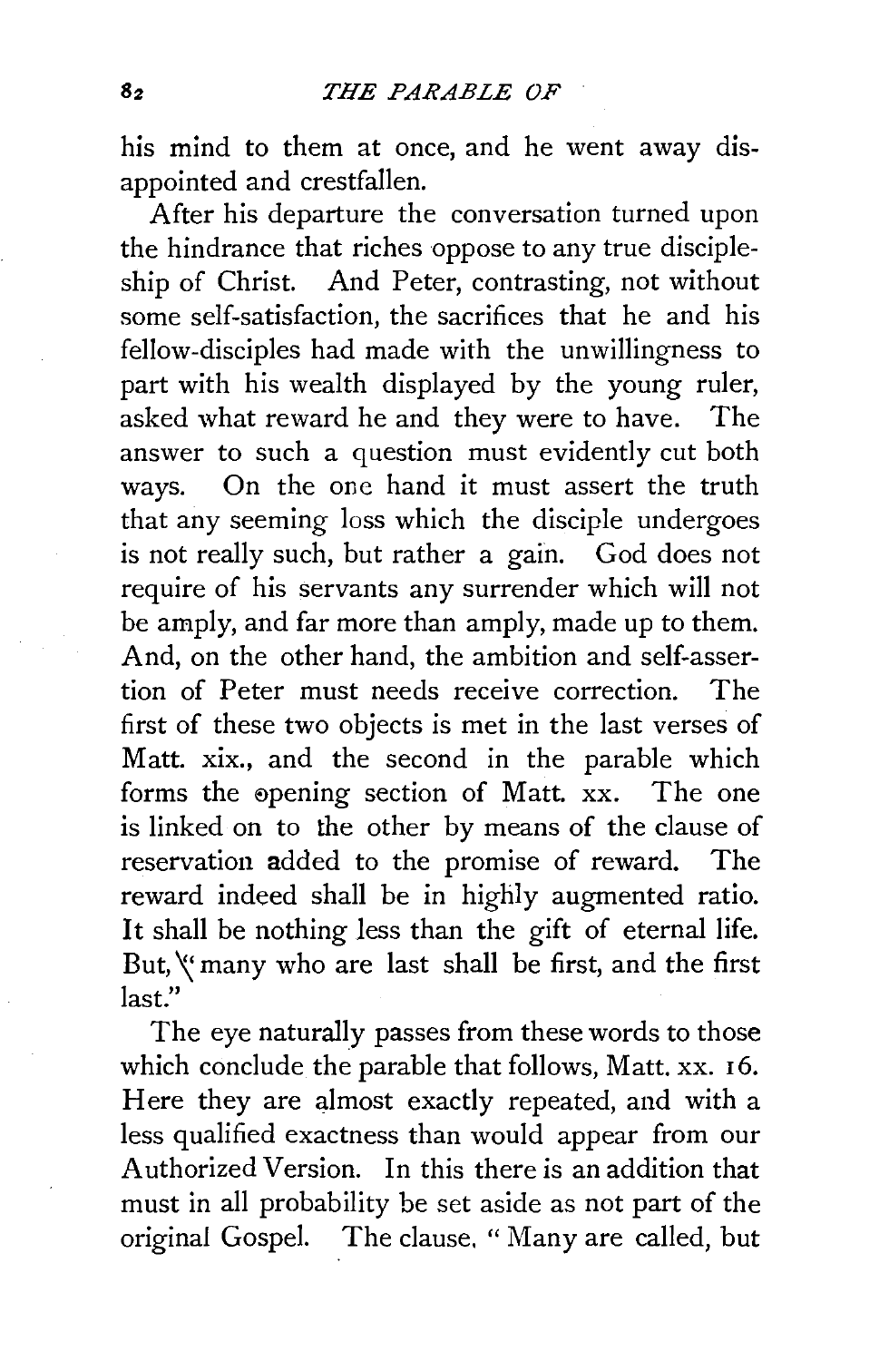his mind to them at once, and he went away disappointed and crestfallen.

After his departure the conversation turned upon the hindrance that riches oppose to any true discipleship of Christ. And Peter, contrasting, not without some self-satisfaction, the sacrifices that he and his fellow-disciples had made with the unwillingness to part with his wealth displayed by the young ruler, asked what reward he and they were to have. The answer to such a question must evidently cut both ways. On the one hand it must assert the truth that any seeming loss which the disciple undergoes is not really such, but rather a gain. God does not require of his servants any surrender which will not be amply, and far more than amply, made up to them. And, on the other hand, the ambition and self-assertion of Peter must needs receive correction. The first of these two objects is met in the last verses of Matt. xix., and the second in the parable which forms the opening section of Matt. xx. The one is linked on to the other by means of the clause of reservation added to the promise of reward. The reward indeed shall be in highly augmented ratio. It shall be nothing less than the gift of eternal life. But, "many who are last shall be first, and the first last."

The eye naturally passes from these words to those which conclude the parable that follows, Matt. xx. 16. Here they are almost exactly repeated, and with a less qualified exactness than would appear from our Authorized Version. In this there is an addition that must in all probability be set aside as not part of the original Gospel. The clause, "Many are called, but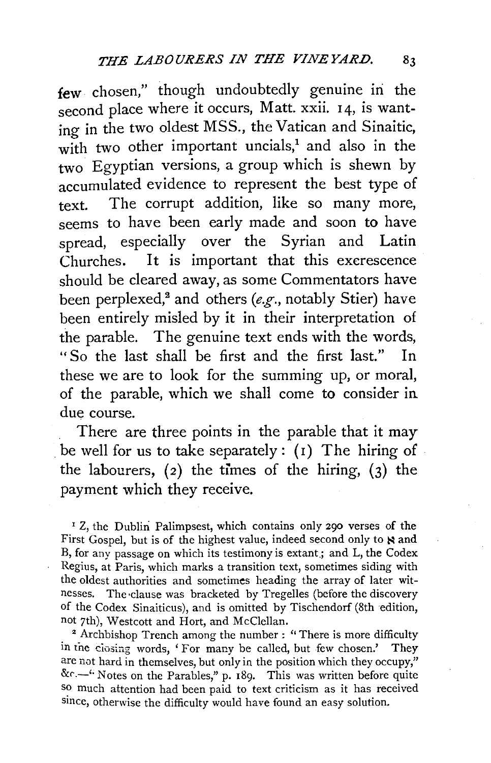few chosen," though undoubtedly genuine in the second place where it occurs, Matt. xxii. 14, is wanting in the two oldest MSS., the Vatican and Sinaitic, with two other important uncials,[1] and also in the two Egyptian versions, a group which is shewn by accumulated evidence to represent the best type of text. The corrupt addition, like so many more, seems to have been early made and soon to have spread, especially over the Syrian and Latin Churches. It is important that this excrescence should be cleared away, as some Commentators have been perplexed,[2] and others (*e.g.*, notably Stier) have been entirely misled by it in their interpretation of the parable. The genuine text ends with the words, "So the last shall be first and the first last." In these we are to look for the summing up, or moral, of the parable, which we shall come to consider in due course.

There are three points in the parable that it may be well for us to take separately: (1) The hiring of the labourers, (2) the times of the hiring, (3) the payment which they receive.

[1] Z, the Dublin Palimpsest, which contains only 290 verses of the First Gospel, but is of the highest value, indeed second only to ℵ and B, for any passage on which its testimony is extant; and L, the Codex Regius, at Paris, which marks a transition text, sometimes siding with the oldest authorities and sometimes heading the array of later witnesses. The clause was bracketed by Tregelles (before the discovery of the Codex Sinaiticus), and is omitted by Tischendorf (8th edition, not 7th), Westcott and Hort, and McClellan.

[2] Archbishop Trench among the number: "There is more difficulty in the closing words, 'For many be called, but few chosen.' They are not hard in themselves, but only in the position which they occupy," &c.—"Notes on the Parables," p. 189. This was written before quite so much attention had been paid to text criticism as it has received since, otherwise the difficulty would have found an easy solution.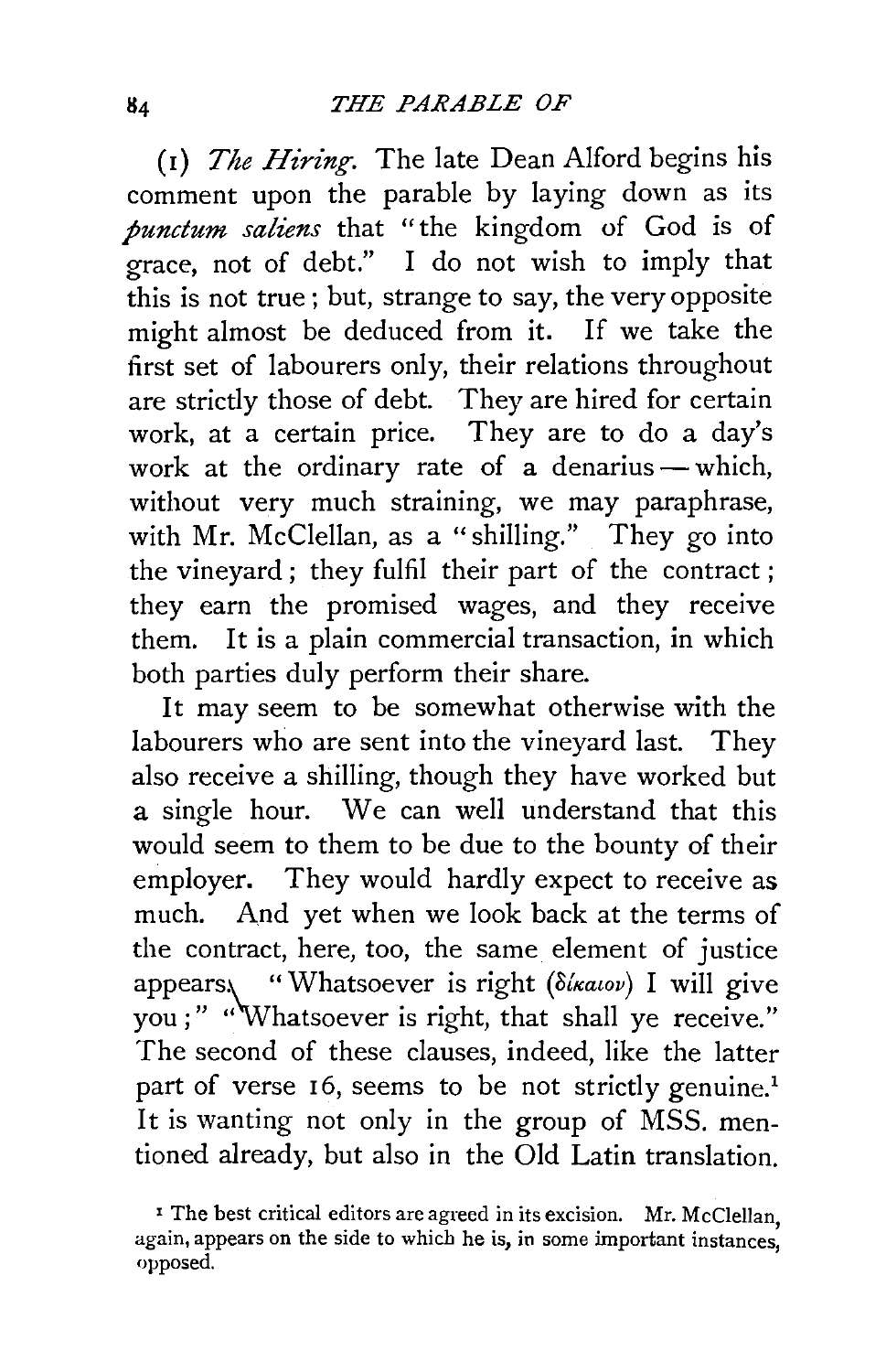(1) *The Hiring.* The late Dean Alford begins his comment upon the parable by laying down as its *punctum saliens* that "the kingdom of God is of grace, not of debt." I do not wish to imply that this is not true; but, strange to say, the very opposite might almost be deduced from it. If we take the first set of labourers only, their relations throughout are strictly those of debt. They are hired for certain work, at a certain price. They are to do a day's work at the ordinary rate of a denarius — which, without very much straining, we may paraphrase, with Mr. McClellan, as a "shilling." They go into the vineyard; they fulfil their part of the contract; they earn the promised wages, and they receive them. It is a plain commercial transaction, in which both parties duly perform their share.

It may seem to be somewhat otherwise with the labourers who are sent into the vineyard last. They also receive a shilling, though they have worked but a single hour. We can well understand that this would seem to them to be due to the bounty of their employer. They would hardly expect to receive as much. And yet when we look back at the terms of the contract, here, too, the same element of justice appears. "Whatsoever is right (δίκαιον) I will give you;" "Whatsoever is right, that shall ye receive." The second of these clauses, indeed, like the latter part of verse 16, seems to be not strictly genuine.[1] It is wanting not only in the group of MSS. mentioned already, but also in the Old Latin translation.

[1] The best critical editors are agreed in its excision. Mr. McClellan, again, appears on the side to which he is, in some important instances, opposed.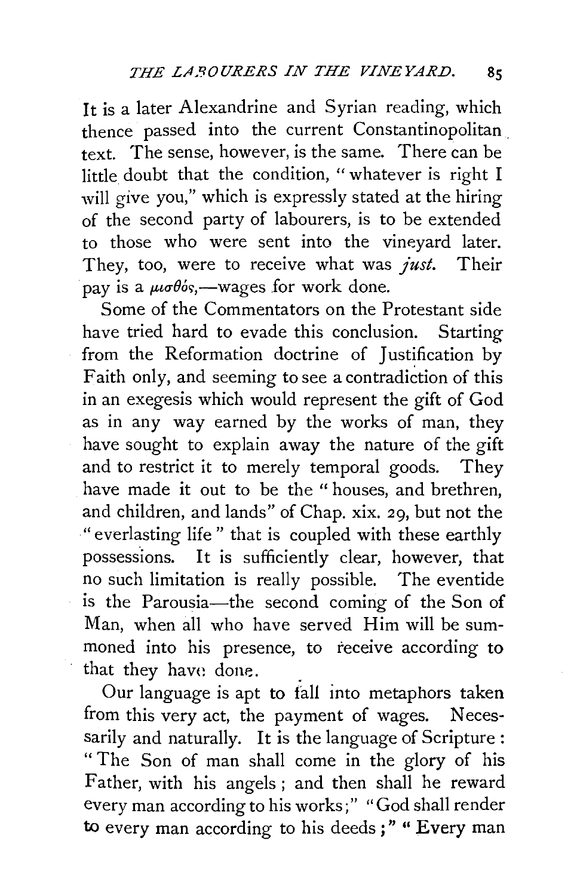It is a later Alexandrine and Syrian reading, which thence passed into the current Constantinopolitan text. The sense, however, is the same. There can be little doubt that the condition, "whatever is right I will give you," which is expressly stated at the hiring of the second party of labourers, is to be extended to those who were sent into the vineyard later. They, too, were to receive what was *just*. Their pay is a μισθός,—wages for work done.

Some of the Commentators on the Protestant side have tried hard to evade this conclusion. Starting from the Reformation doctrine of Justification by Faith only, and seeming to see a contradiction of this in an exegesis which would represent the gift of God as in any way earned by the works of man, they have sought to explain away the nature of the gift and to restrict it to merely temporal goods. They have made it out to be the "houses, and brethren, and children, and lands" of Chap. xix. 29, but not the "everlasting life" that is coupled with these earthly possessions. It is sufficiently clear, however, that no such limitation is really possible. The eventide is the Parousia—the second coming of the Son of Man, when all who have served Him will be summoned into his presence, to receive according to that they have done.

Our language is apt to fall into metaphors taken from this very act, the payment of wages. Necessarily and naturally. It is the language of Scripture: "The Son of man shall come in the glory of his Father, with his angels; and then shall he reward every man according to his works;" "God shall render to every man according to his deeds;" "Every man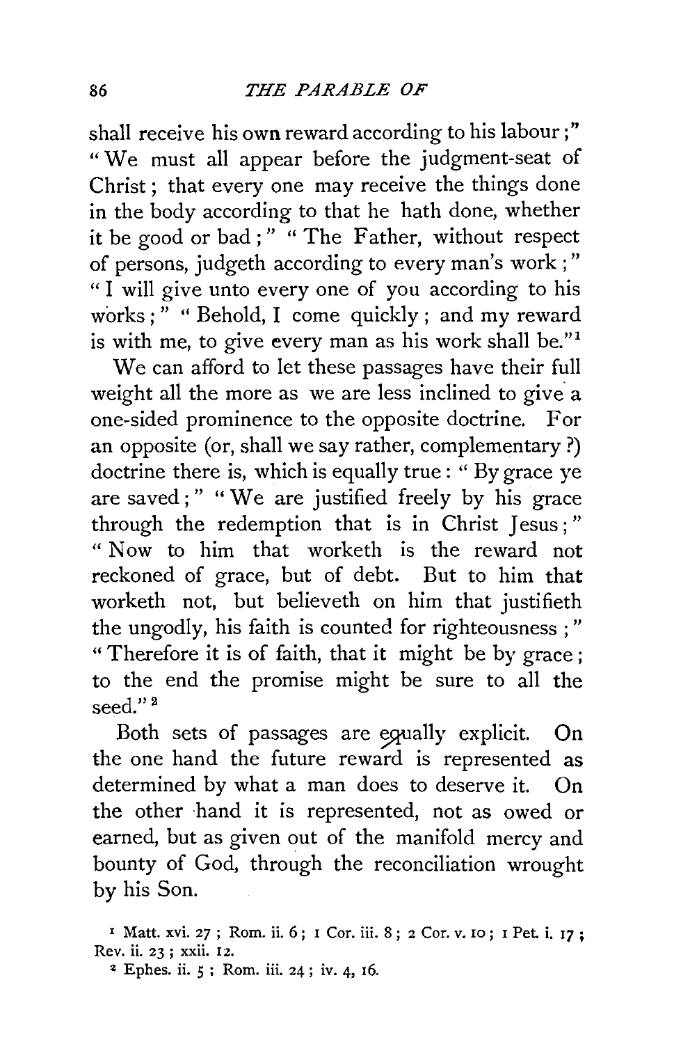shall receive his own reward according to his labour;" "We must all appear before the judgment-seat of Christ; that every one may receive the things done in the body according to that he hath done, whether it be good or bad;" "The Father, without respect of persons, judgeth according to every man's work;" "I will give unto every one of you according to his works;" "Behold, I come quickly; and my reward is with me, to give every man as his work shall be."[1]

We can afford to let these passages have their full weight all the more as we are less inclined to give a one-sided prominence to the opposite doctrine. For an opposite (or, shall we say rather, complementary?) doctrine there is, which is equally true: "By grace ye are saved;" "We are justified freely by his grace through the redemption that is in Christ Jesus;" "Now to him that worketh is the reward not reckoned of grace, but of debt. But to him that worketh not, but believeth on him that justifieth the ungodly, his faith is counted for righteousness;" "Therefore it is of faith, that it might be by grace; to the end the promise might be sure to all the seed."[2]

Both sets of passages are equally explicit. On the one hand the future reward is represented as determined by what a man does to deserve it. On the other hand it is represented, not as owed or earned, but as given out of the manifold mercy and bounty of God, through the reconciliation wrought by his Son.

[1] Matt. xvi. 27; Rom. ii. 6; 1 Cor. iii. 8; 2 Cor. v. 10; 1 Pet. i. 17; Rev. ii. 23; xxii. 12.

[2] Ephes. ii. 5; Rom. iii. 24; iv. 4, 16.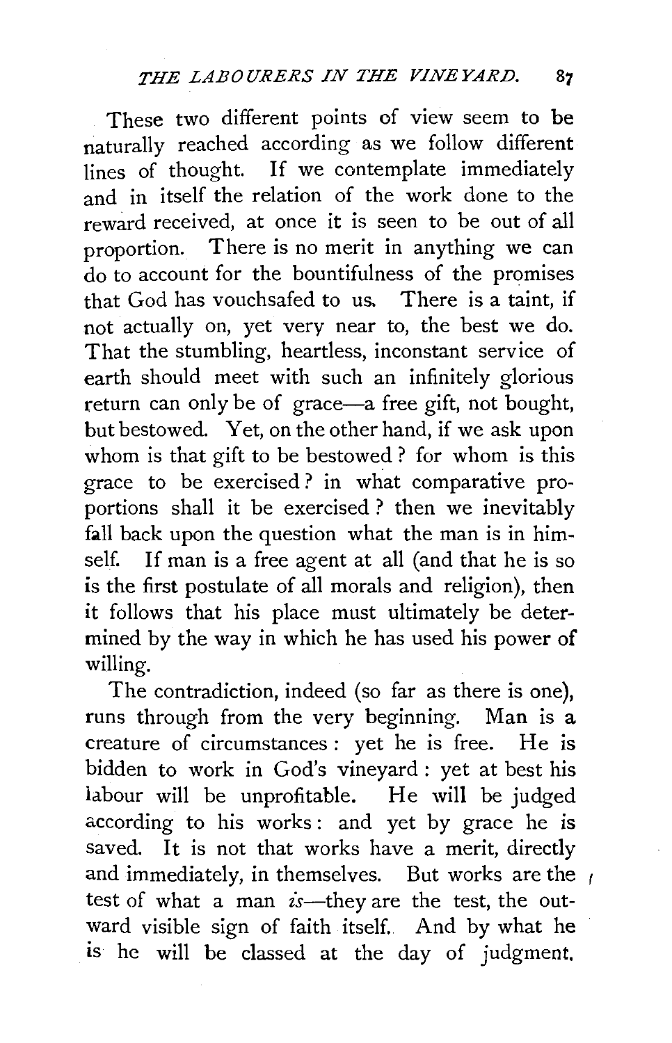These two different points of view seem to be naturally reached according as we follow different lines of thought. If we contemplate immediately and in itself the relation of the work done to the reward received, at once it is seen to be out of all proportion. There is no merit in anything we can do to account for the bountifulness of the promises that God has vouchsafed to us. There is a taint, if not actually on, yet very near to, the best we do. That the stumbling, heartless, inconstant service of earth should meet with such an infinitely glorious return can only be of grace—a free gift, not bought, but bestowed. Yet, on the other hand, if we ask upon whom is that gift to be bestowed? for whom is this grace to be exercised? in what comparative proportions shall it be exercised? then we inevitably fall back upon the question what the man is in himself. If man is a free agent at all (and that he is so is the first postulate of all morals and religion), then it follows that his place must ultimately be determined by the way in which he has used his power of willing.

The contradiction, indeed (so far as there is one), runs through from the very beginning. Man is a creature of circumstances: yet he is free. He is bidden to work in God's vineyard: yet at best his labour will be unprofitable. He will be judged according to his works: and yet by grace he is saved. It is not that works have a merit, directly and immediately, in themselves. But works are the test of what a man *is*—they are the test, the outward visible sign of faith itself. And by what he is he will be classed at the day of judgment.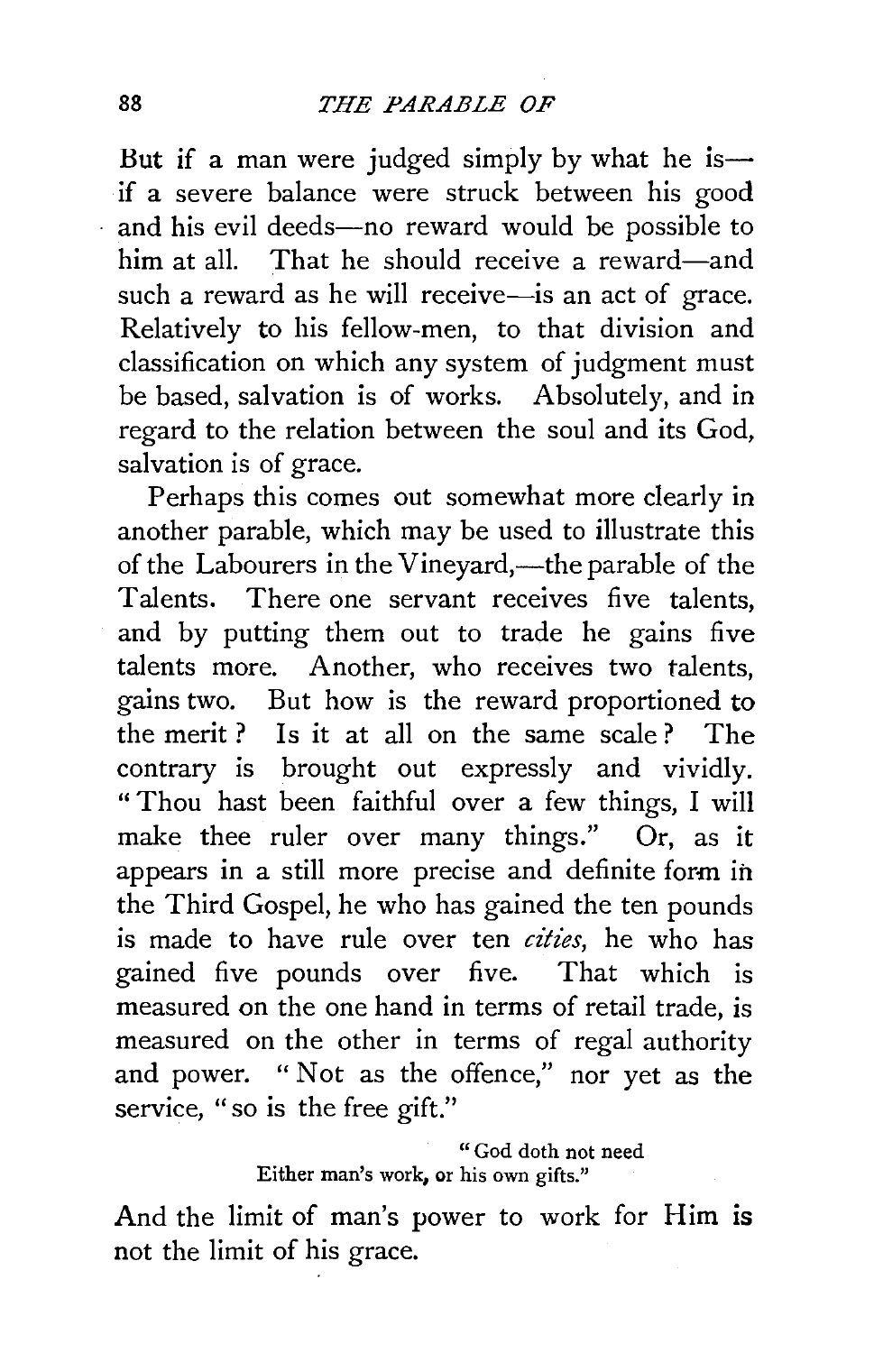But if a man were judged simply by what he is—if a severe balance were struck between his good and his evil deeds—no reward would be possible to him at all. That he should receive a reward—and such a reward as he will receive—is an act of grace. Relatively to his fellow-men, to that division and classification on which any system of judgment must be based, salvation is of works. Absolutely, and in regard to the relation between the soul and its God, salvation is of grace.

Perhaps this comes out somewhat more clearly in another parable, which may be used to illustrate this of the Labourers in the Vineyard,—the parable of the Talents. There one servant receives five talents, and by putting them out to trade he gains five talents more. Another, who receives two talents, gains two. But how is the reward proportioned to the merit? Is it at all on the same scale? The contrary is brought out expressly and vividly. "Thou hast been faithful over a few things, I will make thee ruler over many things." Or, as it appears in a still more precise and definite form in the Third Gospel, he who has gained the ten pounds is made to have rule over ten *cities*, he who has gained five pounds over five. That which is measured on the one hand in terms of retail trade, is measured on the other in terms of regal authority and power. "Not as the offence," nor yet as the service, "so is the free gift."

> "God doth not need
> Either man's work, or his own gifts."

And the limit of man's power to work for Him is not the limit of his grace.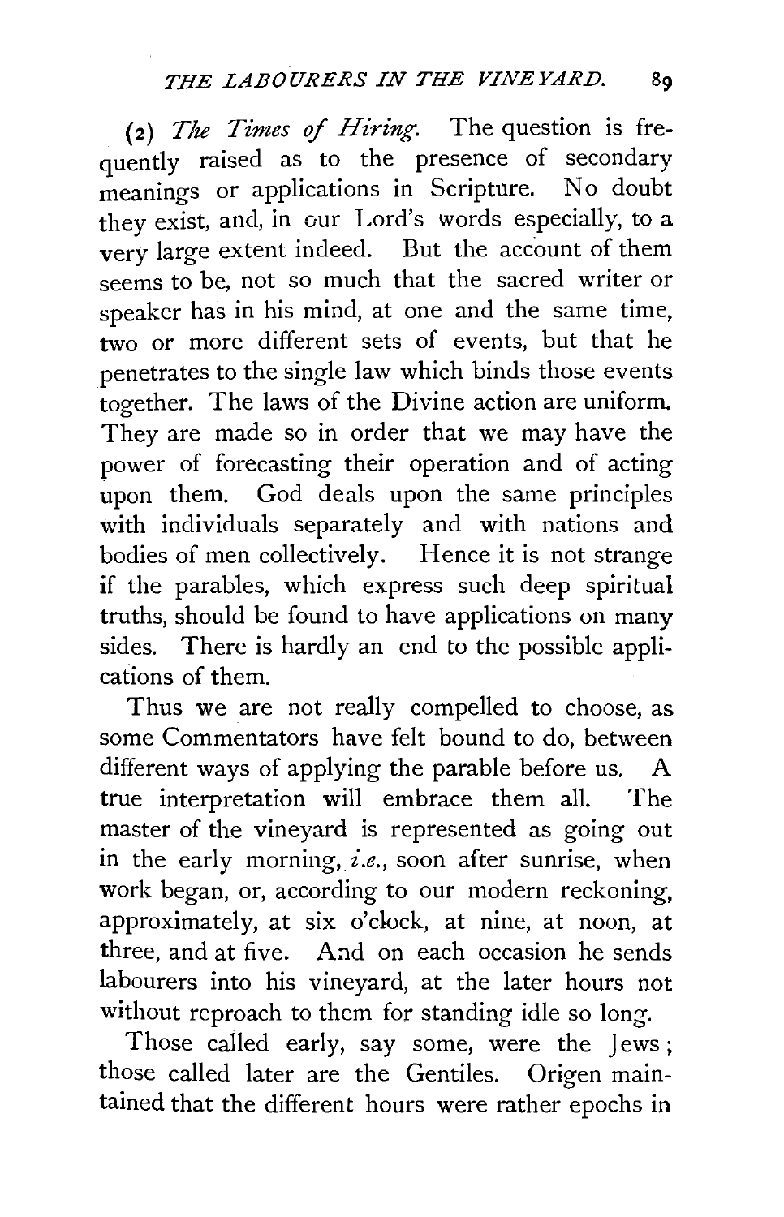(2) *The Times of Hiring.* The question is frequently raised as to the presence of secondary meanings or applications in Scripture. No doubt they exist, and, in our Lord's words especially, to a very large extent indeed. But the account of them seems to be, not so much that the sacred writer or speaker has in his mind, at one and the same time, two or more different sets of events, but that he penetrates to the single law which binds those events together. The laws of the Divine action are uniform. They are made so in order that we may have the power of forecasting their operation and of acting upon them. God deals upon the same principles with individuals separately and with nations and bodies of men collectively. Hence it is not strange if the parables, which express such deep spiritual truths, should be found to have applications on many sides. There is hardly an end to the possible applications of them.

Thus we are not really compelled to choose, as some Commentators have felt bound to do, between different ways of applying the parable before us. A true interpretation will embrace them all. The master of the vineyard is represented as going out in the early morning, *i.e.*, soon after sunrise, when work began, or, according to our modern reckoning, approximately, at six o'clock, at nine, at noon, at three, and at five. And on each occasion he sends labourers into his vineyard, at the later hours not without reproach to them for standing idle so long.

Those called early, say some, were the Jews; those called later are the Gentiles. Origen maintained that the different hours were rather epochs in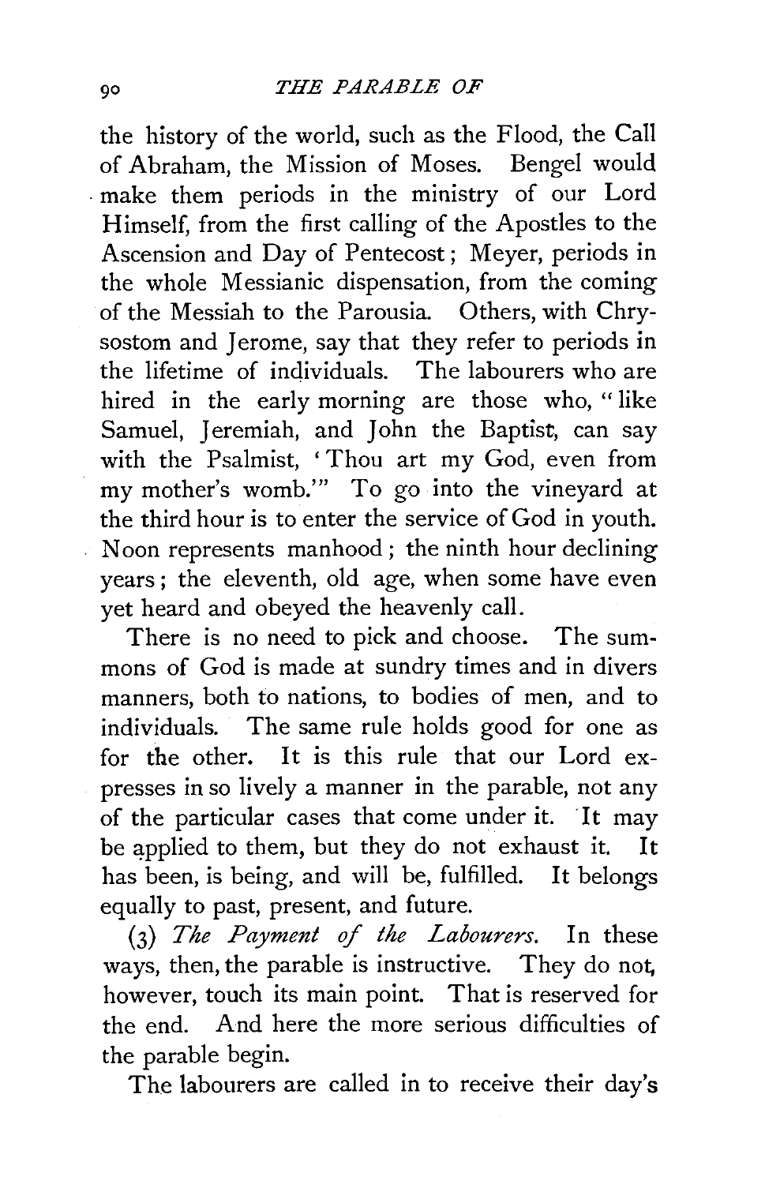the history of the world, such as the Flood, the Call of Abraham, the Mission of Moses. Bengel would make them periods in the ministry of our Lord Himself, from the first calling of the Apostles to the Ascension and Day of Pentecost; Meyer, periods in the whole Messianic dispensation, from the coming of the Messiah to the Parousia. Others, with Chrysostom and Jerome, say that they refer to periods in the lifetime of individuals. The labourers who are hired in the early morning are those who, "like Samuel, Jeremiah, and John the Baptist, can say with the Psalmist, 'Thou art my God, even from my mother's womb.'" To go into the vineyard at the third hour is to enter the service of God in youth. Noon represents manhood; the ninth hour declining years; the eleventh, old age, when some have even yet heard and obeyed the heavenly call.

There is no need to pick and choose. The summons of God is made at sundry times and in divers manners, both to nations, to bodies of men, and to individuals. The same rule holds good for one as for the other. It is this rule that our Lord expresses in so lively a manner in the parable, not any of the particular cases that come under it. It may be applied to them, but they do not exhaust it. It has been, is being, and will be, fulfilled. It belongs equally to past, present, and future.

(3) *The Payment of the Labourers.* In these ways, then, the parable is instructive. They do not, however, touch its main point. That is reserved for the end. And here the more serious difficulties of the parable begin.

The labourers are called in to receive their day's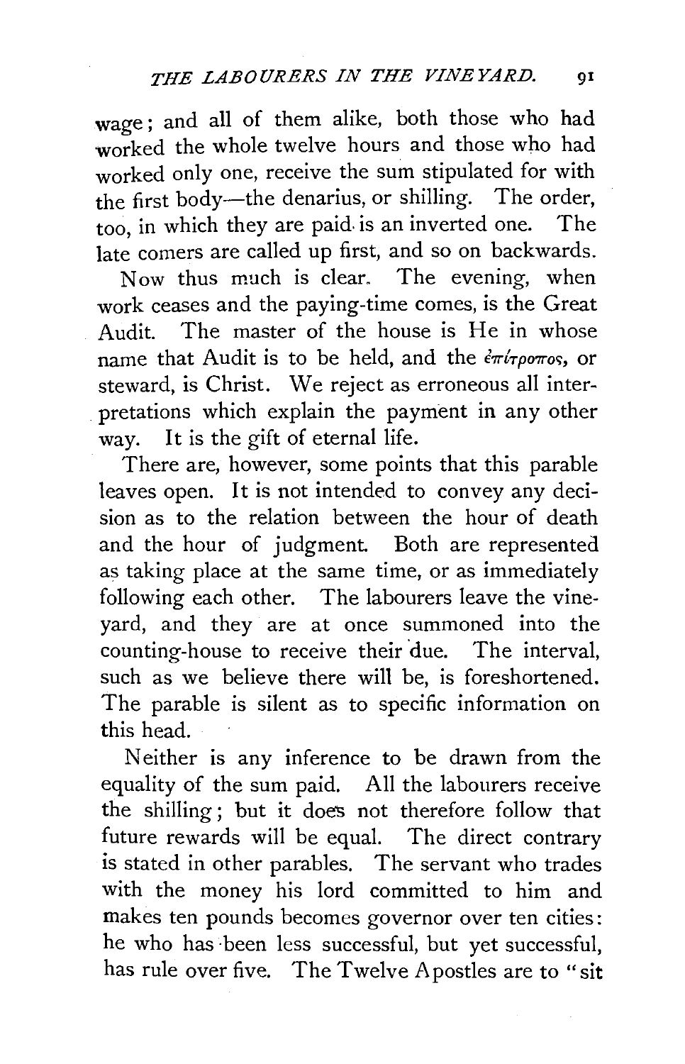wage; and all of them alike, both those who had worked the whole twelve hours and those who had worked only one, receive the sum stipulated for with the first body—the denarius, or shilling. The order, too, in which they are paid is an inverted one. The late comers are called up first, and so on backwards.

Now thus much is clear. The evening, when work ceases and the paying-time comes, is the Great Audit. The master of the house is He in whose name that Audit is to be held, and the ἐπίτροπος, or steward, is Christ. We reject as erroneous all interpretations which explain the payment in any other way. It is the gift of eternal life.

There are, however, some points that this parable leaves open. It is not intended to convey any decision as to the relation between the hour of death and the hour of judgment. Both are represented as taking place at the same time, or as immediately following each other. The labourers leave the vineyard, and they are at once summoned into the counting-house to receive their due. The interval, such as we believe there will be, is foreshortened. The parable is silent as to specific information on this head.

Neither is any inference to be drawn from the equality of the sum paid. All the labourers receive the shilling; but it does not therefore follow that future rewards will be equal. The direct contrary is stated in other parables. The servant who trades with the money his lord committed to him and makes ten pounds becomes governor over ten cities: he who has been less successful, but yet successful, has rule over five. The Twelve Apostles are to "sit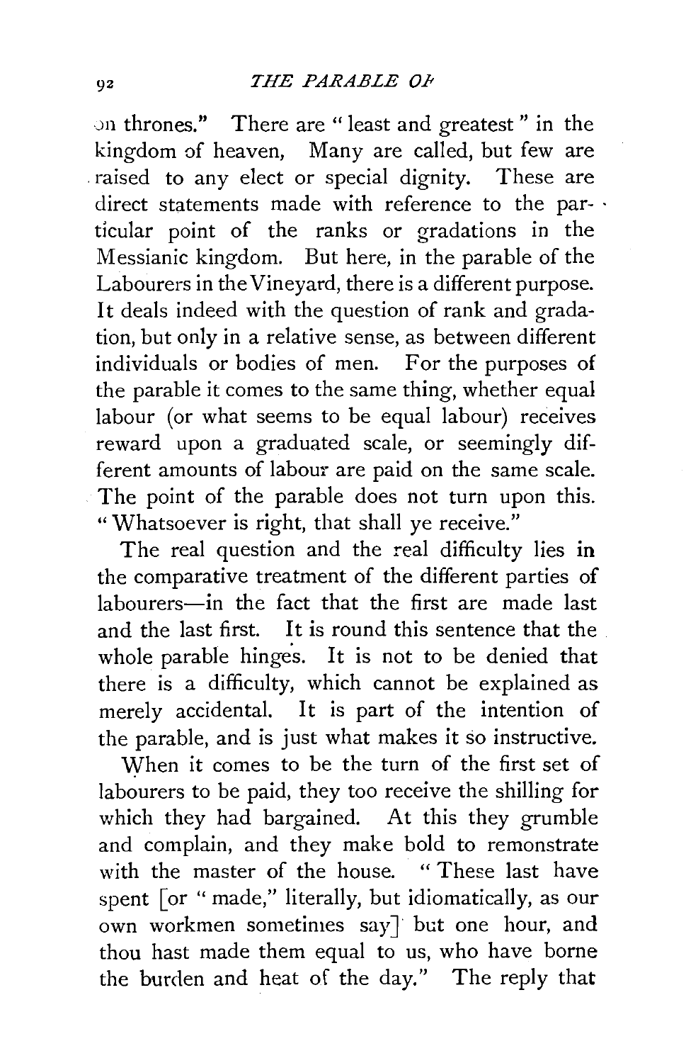on thrones." There are "least and greatest" in the kingdom of heaven, Many are called, but few are raised to any elect or special dignity. These are direct statements made with reference to the particular point of the ranks or gradations in the Messianic kingdom. But here, in the parable of the Labourers in the Vineyard, there is a different purpose. It deals indeed with the question of rank and gradation, but only in a relative sense, as between different individuals or bodies of men. For the purposes of the parable it comes to the same thing, whether equal labour (or what seems to be equal labour) receives reward upon a graduated scale, or seemingly different amounts of labour are paid on the same scale. The point of the parable does not turn upon this. "Whatsoever is right, that shall ye receive."

The real question and the real difficulty lies in the comparative treatment of the different parties of labourers—in the fact that the first are made last and the last first. It is round this sentence that the whole parable hinges. It is not to be denied that there is a difficulty, which cannot be explained as merely accidental. It is part of the intention of the parable, and is just what makes it so instructive.

When it comes to be the turn of the first set of labourers to be paid, they too receive the shilling for which they had bargained. At this they grumble and complain, and they make bold to remonstrate with the master of the house. "These last have spent [or "made," literally, but idiomatically, as our own workmen sometimes say] but one hour, and thou hast made them equal to us, who have borne the burden and heat of the day." The reply that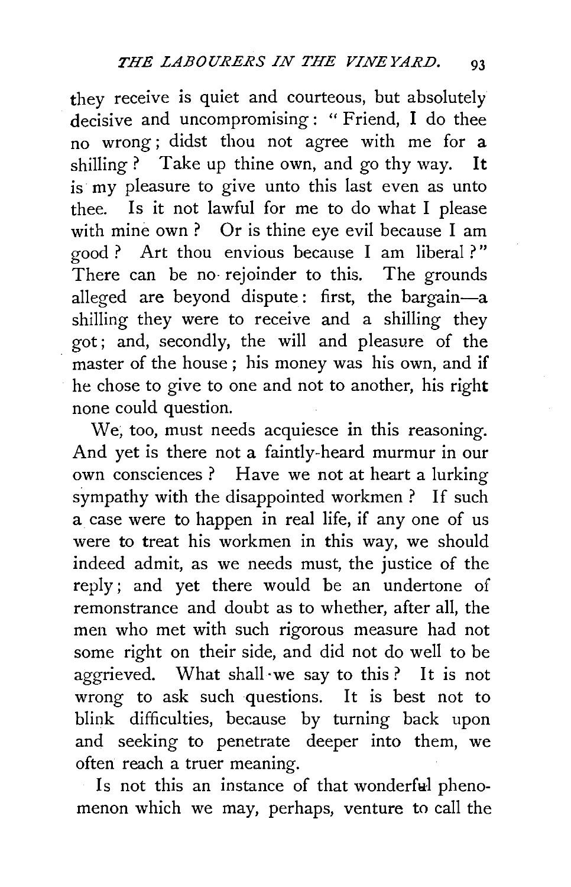they receive is quiet and courteous, but absolutely decisive and uncompromising: "Friend, I do thee no wrong; didst thou not agree with me for a shilling? Take up thine own, and go thy way. It is my pleasure to give unto this last even as unto thee. Is it not lawful for me to do what I please with mine own? Or is thine eye evil because I am good? Art thou envious because I am liberal?" There can be no rejoinder to this. The grounds alleged are beyond dispute: first, the bargain—a shilling they were to receive and a shilling they got; and, secondly, the will and pleasure of the master of the house; his money was his own, and if he chose to give to one and not to another, his right none could question.

We, too, must needs acquiesce in this reasoning. And yet is there not a faintly-heard murmur in our own consciences? Have we not at heart a lurking sympathy with the disappointed workmen? If such a case were to happen in real life, if any one of us were to treat his workmen in this way, we should indeed admit, as we needs must, the justice of the reply; and yet there would be an undertone of remonstrance and doubt as to whether, after all, the men who met with such rigorous measure had not some right on their side, and did not do well to be aggrieved. What shall we say to this? It is not wrong to ask such questions. It is best not to blink difficulties, because by turning back upon and seeking to penetrate deeper into them, we often reach a truer meaning.

Is not this an instance of that wonderful phenomenon which we may, perhaps, venture to call the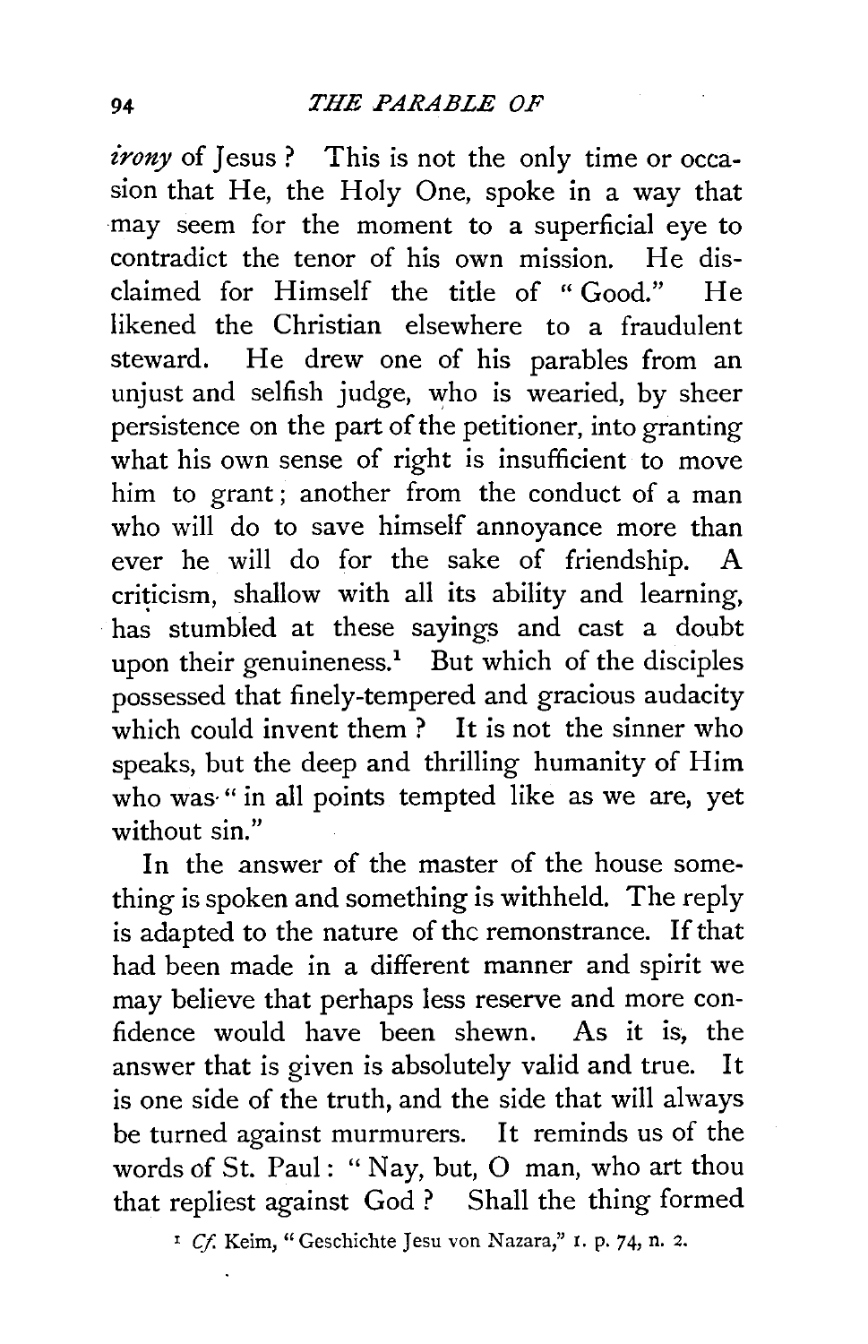*irony* of Jesus? This is not the only time or occasion that He, the Holy One, spoke in a way that may seem for the moment to a superficial eye to contradict the tenor of his own mission. He disclaimed for Himself the title of "Good." He likened the Christian elsewhere to a fraudulent steward. He drew one of his parables from an unjust and selfish judge, who is wearied, by sheer persistence on the part of the petitioner, into granting what his own sense of right is insufficient to move him to grant; another from the conduct of a man who will do to save himself annoyance more than ever he will do for the sake of friendship. A criticism, shallow with all its ability and learning, has stumbled at these sayings and cast a doubt upon their genuineness.[1] But which of the disciples possessed that finely-tempered and gracious audacity which could invent them? It is not the sinner who speaks, but the deep and thrilling humanity of Him who was "in all points tempted like as we are, yet without sin."

In the answer of the master of the house something is spoken and something is withheld. The reply is adapted to the nature of thc remonstrance. If that had been made in a different manner and spirit we may believe that perhaps less reserve and more confidence would have been shewn. As it is, the answer that is given is absolutely valid and true. It is one side of the truth, and the side that will always be turned against murmurers. It reminds us of the words of St. Paul: "Nay, but, O man, who art thou that repliest against God? Shall the thing formed

[1] *Cf.* Keim, "Geschichte Jesu von Nazara," I. p. 74, n. 2.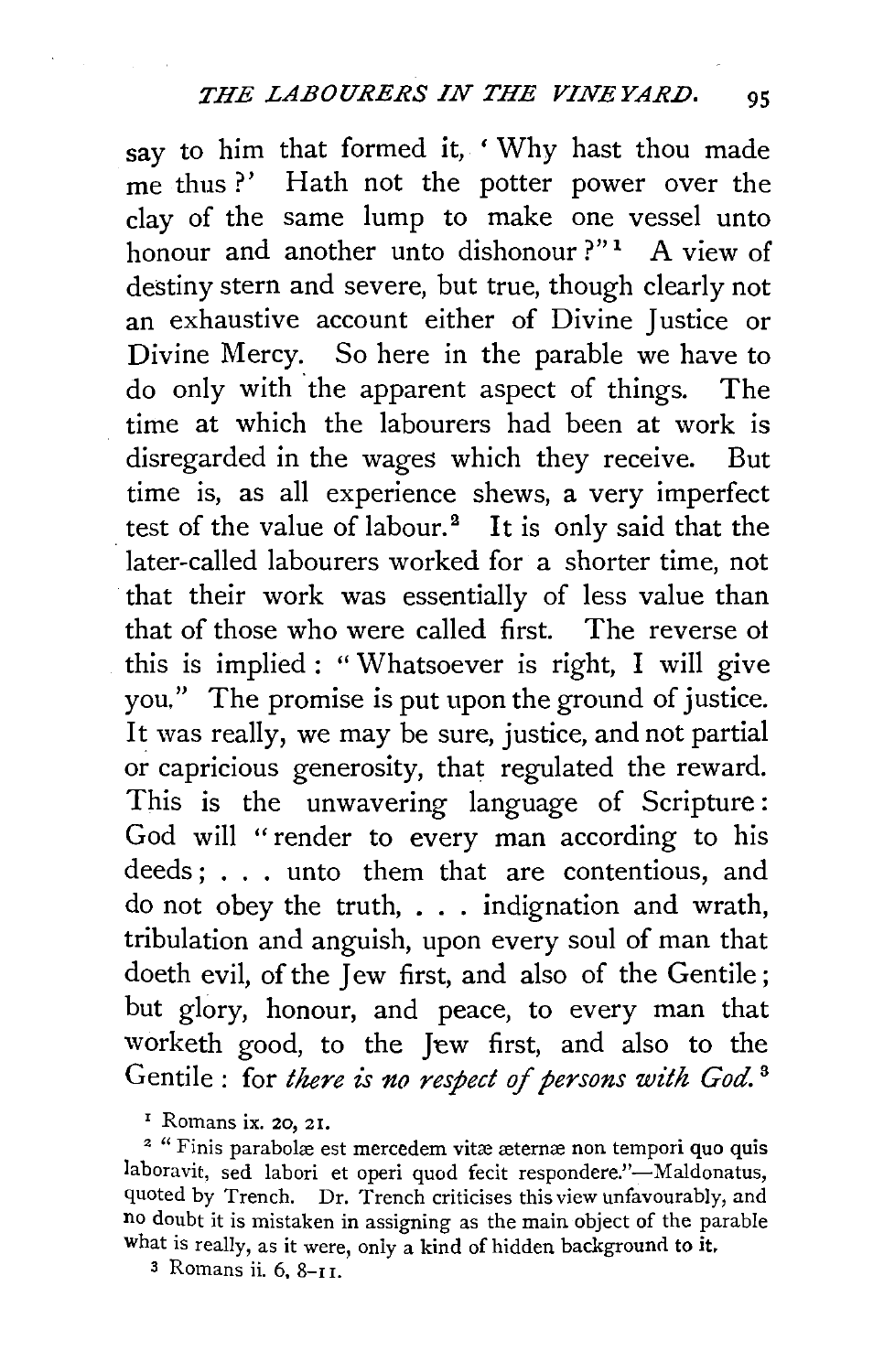say to him that formed it, 'Why hast thou made me thus?' Hath not the potter power over the clay of the same lump to make one vessel unto honour and another unto dishonour?"[1] A view of destiny stern and severe, but true, though clearly not an exhaustive account either of Divine Justice or Divine Mercy. So here in the parable we have to do only with the apparent aspect of things. The time at which the labourers had been at work is disregarded in the wages which they receive. But time is, as all experience shews, a very imperfect test of the value of labour.[2] It is only said that the later-called labourers worked for a shorter time, not that their work was essentially of less value than that of those who were called first. The reverse ot this is implied: "Whatsoever is right, I will give you." The promise is put upon the ground of justice. It was really, we may be sure, justice, and not partial or capricious generosity, that regulated the reward. This is the unwavering language of Scripture: God will "render to every man according to his deeds; . . . unto them that are contentious, and do not obey the truth, . . . indignation and wrath, tribulation and anguish, upon every soul of man that doeth evil, of the Jew first, and also of the Gentile; but glory, honour, and peace, to every man that worketh good, to the Jew first, and also to the Gentile: for *there is no respect of persons with God.*[3]

[1] Romans ix. 20, 21.

[2] "Finis parabolæ est mercedem vitæ æternæ non tempori quo quis laboravit, sed labori et operi quod fecit respondere."—Maldonatus, quoted by Trench. Dr. Trench criticises this view unfavourably, and no doubt it is mistaken in assigning as the main object of the parable what is really, as it were, only a kind of hidden background to it.

[3] Romans ii. 6, 8–11.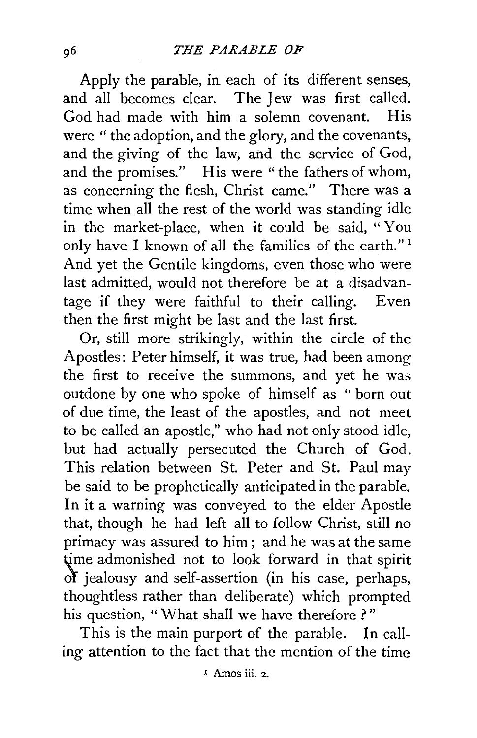Apply the parable, in each of its different senses, and all becomes clear. The Jew was first called. God had made with him a solemn covenant. His were "the adoption, and the glory, and the covenants, and the giving of the law, and the service of God, and the promises." His were "the fathers of whom, as concerning the flesh, Christ came." There was a time when all the rest of the world was standing idle in the market-place, when it could be said, "You only have I known of all the families of the earth."[1] And yet the Gentile kingdoms, even those who were last admitted, would not therefore be at a disadvantage if they were faithful to their calling. Even then the first might be last and the last first.

Or, still more strikingly, within the circle of the Apostles: Peter himself, it was true, had been among the first to receive the summons, and yet he was outdone by one who spoke of himself as "born out of due time, the least of the apostles, and not meet to be called an apostle," who had not only stood idle, but had actually persecuted the Church of God. This relation between St. Peter and St. Paul may be said to be prophetically anticipated in the parable. In it a warning was conveyed to the elder Apostle that, though he had left all to follow Christ, still no primacy was assured to him; and he was at the same time admonished not to look forward in that spirit of jealousy and self-assertion (in his case, perhaps, thoughtless rather than deliberate) which prompted his question, "What shall we have therefore?"

This is the main purport of the parable. In calling attention to the fact that the mention of the time

[1] Amos iii. 2.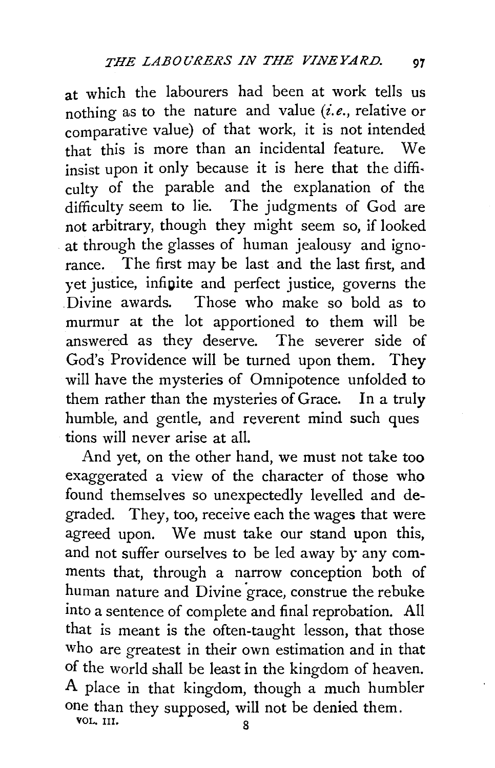at which the labourers had been at work tells us nothing as to the nature and value (*i.e.*, relative or comparative value) of that work, it is not intended that this is more than an incidental feature. We insist upon it only because it is here that the difficulty of the parable and the explanation of the difficulty seem to lie. The judgments of God are not arbitrary, though they might seem so, if looked at through the glasses of human jealousy and ignorance. The first may be last and the last first, and yet justice, infinite and perfect justice, governs the Divine awards. Those who make so bold as to murmur at the lot apportioned to them will be answered as they deserve. The severer side of God's Providence will be turned upon them. They will have the mysteries of Omnipotence unfolded to them rather than the mysteries of Grace. In a truly humble, and gentle, and reverent mind such questions will never arise at all.

And yet, on the other hand, we must not take too exaggerated a view of the character of those who found themselves so unexpectedly levelled and degraded. They, too, receive each the wages that were agreed upon. We must take our stand upon this, and not suffer ourselves to be led away by any comments that, through a narrow conception both of human nature and Divine grace, construe the rebuke into a sentence of complete and final reprobation. All that is meant is the often-taught lesson, that those who are greatest in their own estimation and in that of the world shall be least in the kingdom of heaven. A place in that kingdom, though a much humbler one than they supposed, will not be denied them.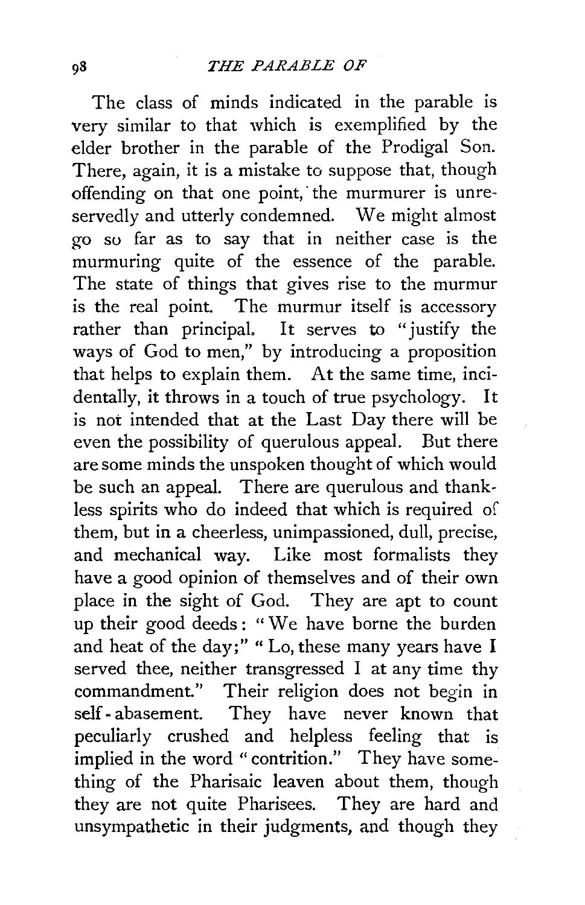The class of minds indicated in the parable is very similar to that which is exemplified by the elder brother in the parable of the Prodigal Son. There, again, it is a mistake to suppose that, though offending on that one point, the murmurer is unreservedly and utterly condemned. We might almost go so far as to say that in neither case is the murmuring quite of the essence of the parable. The state of things that gives rise to the murmur is the real point. The murmur itself is accessory rather than principal. It serves to "justify the ways of God to men," by introducing a proposition that helps to explain them. At the same time, incidentally, it throws in a touch of true psychology. It is not intended that at the Last Day there will be even the possibility of querulous appeal. But there are some minds the unspoken thought of which would be such an appeal. There are querulous and thankless spirits who do indeed that which is required of them, but in a cheerless, unimpassioned, dull, precise, and mechanical way. Like most formalists they have a good opinion of themselves and of their own place in the sight of God. They are apt to count up their good deeds: "We have borne the burden and heat of the day;" "Lo, these many years have I served thee, neither transgressed I at any time thy commandment." Their religion does not begin in self-abasement. They have never known that peculiarly crushed and helpless feeling that is implied in the word "contrition." They have something of the Pharisaic leaven about them, though they are not quite Pharisees. They are hard and unsympathetic in their judgments, and though they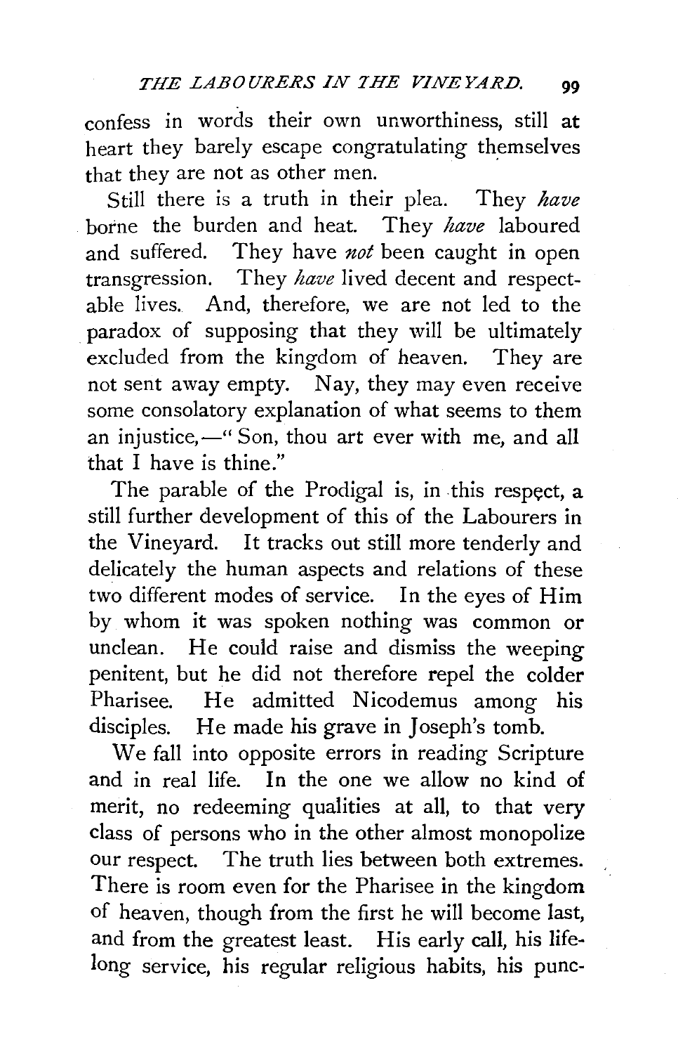confess in words their own unworthiness, still at heart they barely escape congratulating themselves that they are not as other men.

Still there is a truth in their plea. They *have* borne the burden and heat. They *have* laboured and suffered. They have *not* been caught in open transgression. They *have* lived decent and respectable lives. And, therefore, we are not led to the paradox of supposing that they will be ultimately excluded from the kingdom of heaven. They are not sent away empty. Nay, they may even receive some consolatory explanation of what seems to them an injustice,—" Son, thou art ever with me, and all that I have is thine."

The parable of the Prodigal is, in this respect, a still further development of this of the Labourers in the Vineyard. It tracks out still more tenderly and delicately the human aspects and relations of these two different modes of service. In the eyes of Him by whom it was spoken nothing was common or unclean. He could raise and dismiss the weeping penitent, but he did not therefore repel the colder Pharisee. He admitted Nicodemus among his disciples. He made his grave in Joseph's tomb.

We fall into opposite errors in reading Scripture and in real life. In the one we allow no kind of merit, no redeeming qualities at all, to that very class of persons who in the other almost monopolize our respect. The truth lies between both extremes. There is room even for the Pharisee in the kingdom of heaven, though from the first he will become last, and from the greatest least. His early call, his life-long service, his regular religious habits, his punc-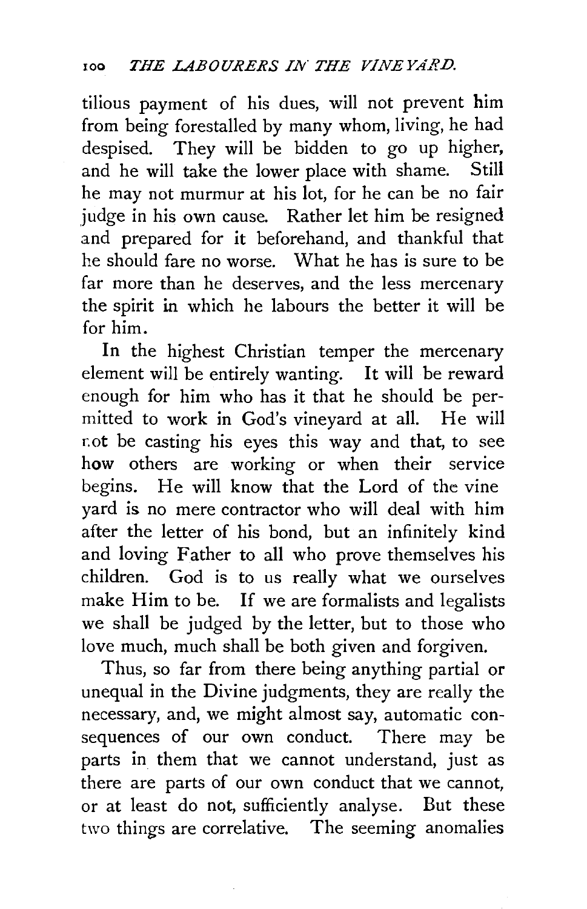tilious payment of his dues, will not prevent him from being forestalled by many whom, living, he had despised. They will be bidden to go up higher, and he will take the lower place with shame. Still he may not murmur at his lot, for he can be no fair judge in his own cause. Rather let him be resigned and prepared for it beforehand, and thankful that he should fare no worse. What he has is sure to be far more than he deserves, and the less mercenary the spirit in which he labours the better it will be for him.

In the highest Christian temper the mercenary element will be entirely wanting. It will be reward enough for him who has it that he should be permitted to work in God's vineyard at all. He will not be casting his eyes this way and that, to see how others are working or when their service begins. He will know that the Lord of the vine yard is no mere contractor who will deal with him after the letter of his bond, but an infinitely kind and loving Father to all who prove themselves his children. God is to us really what we ourselves make Him to be. If we are formalists and legalists we shall be judged by the letter, but to those who love much, much shall be both given and forgiven.

Thus, so far from there being anything partial or unequal in the Divine judgments, they are really the necessary, and, we might almost say, automatic consequences of our own conduct. There may be parts in them that we cannot understand, just as there are parts of our own conduct that we cannot, or at least do not, sufficiently analyse. But these two things are correlative. The seeming anomalies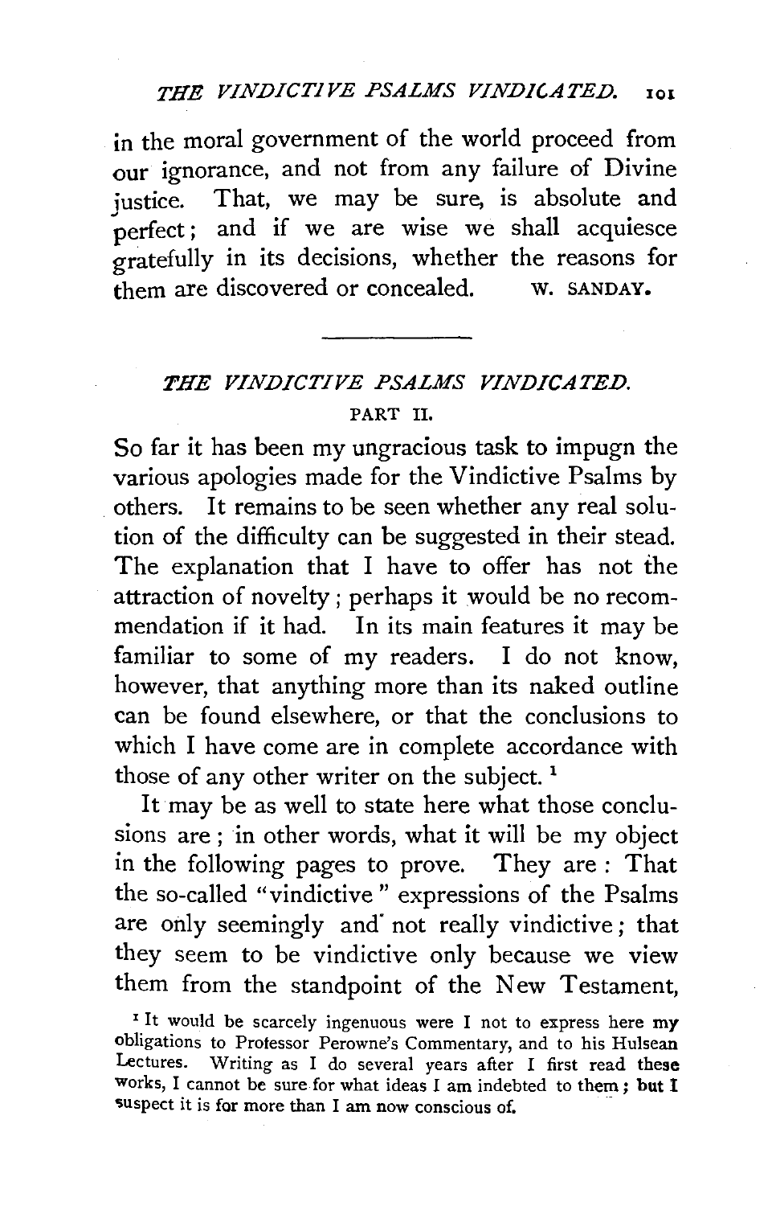in the moral government of the world proceed from our ignorance, and not from any failure of Divine justice. That, we may be sure, is absolute and perfect; and if we are wise we shall acquiesce gratefully in its decisions, whether the reasons for them are discovered or concealed. W. SANDAY.

---

## *THE VINDICTIVE PSALMS VINDICATED.*

### PART II.

So far it has been my ungracious task to impugn the various apologies made for the Vindictive Psalms by others. It remains to be seen whether any real solution of the difficulty can be suggested in their stead. The explanation that I have to offer has not the attraction of novelty; perhaps it would be no recommendation if it had. In its main features it may be familiar to some of my readers. I do not know, however, that anything more than its naked outline can be found elsewhere, or that the conclusions to which I have come are in complete accordance with those of any other writer on the subject.[1]

It may be as well to state here what those conclusions are; in other words, what it will be my object in the following pages to prove. They are: That the so-called "vindictive" expressions of the Psalms are only seemingly and not really vindictive; that they seem to be vindictive only because we view them from the standpoint of the New Testament,

[1] It would be scarcely ingenuous were I not to express here my obligations to Professor Perowne's Commentary, and to his Hulsean Lectures. Writing as I do several years after I first read these works, I cannot be sure for what ideas I am indebted to them; but I suspect it is for more than I am now conscious of.